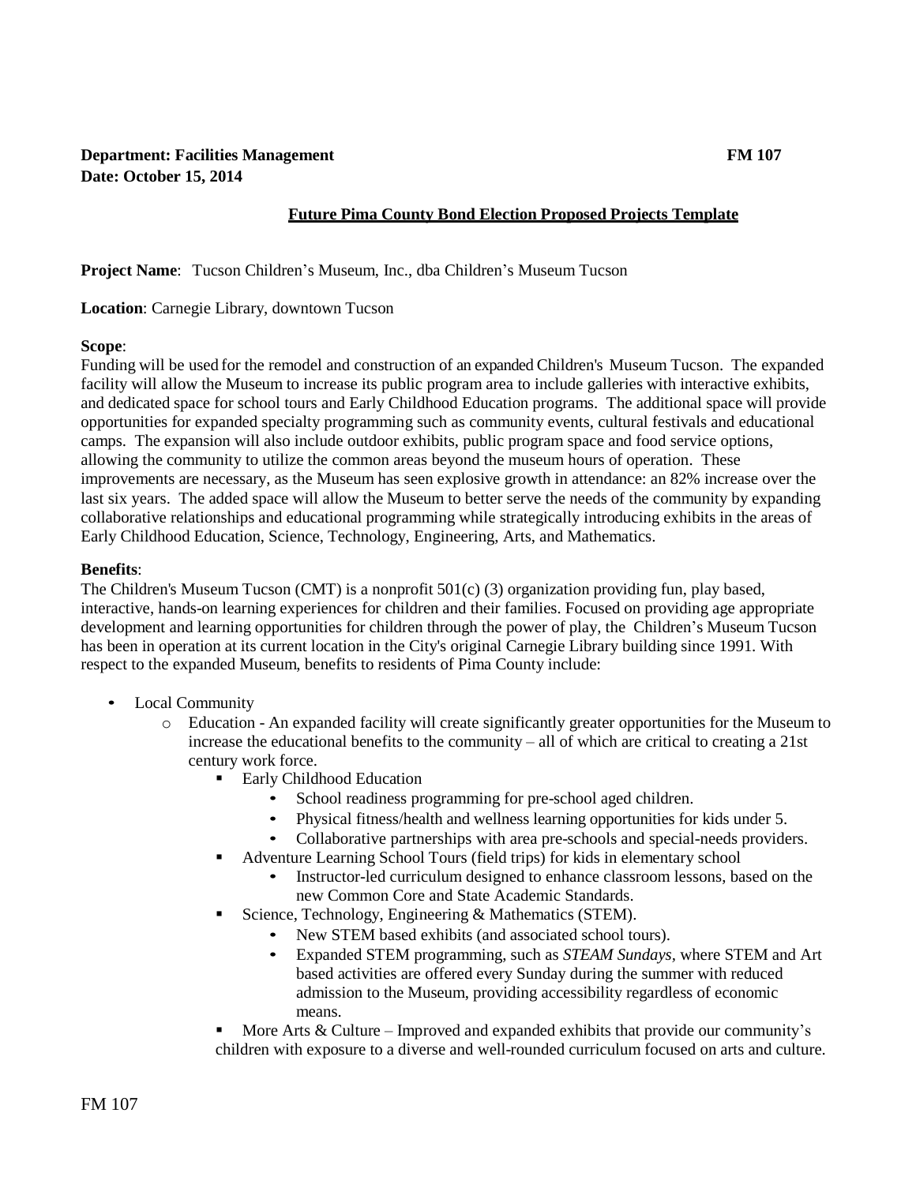**Department: Facilities Management** **FM 107**
**Date: October 15, 2014**

## Future Pima County Bond Election Proposed Projects Template

**Project Name**: Tucson Children's Museum, Inc., dba Children's Museum Tucson

**Location**: Carnegie Library, downtown Tucson

**Scope**:
Funding will be used for the remodel and construction of an expanded Children's Museum Tucson. The expanded facility will allow the Museum to increase its public program area to include galleries with interactive exhibits, and dedicated space for school tours and Early Childhood Education programs. The additional space will provide opportunities for expanded specialty programming such as community events, cultural festivals and educational camps. The expansion will also include outdoor exhibits, public program space and food service options, allowing the community to utilize the common areas beyond the museum hours of operation. These improvements are necessary, as the Museum has seen explosive growth in attendance: an 82% increase over the last six years. The added space will allow the Museum to better serve the needs of the community by expanding collaborative relationships and educational programming while strategically introducing exhibits in the areas of Early Childhood Education, Science, Technology, Engineering, Arts, and Mathematics.

**Benefits**:
The Children's Museum Tucson (CMT) is a nonprofit 501(c) (3) organization providing fun, play based, interactive, hands-on learning experiences for children and their families. Focused on providing age appropriate development and learning opportunities for children through the power of play, the Children's Museum Tucson has been in operation at its current location in the City's original Carnegie Library building since 1991. With respect to the expanded Museum, benefits to residents of Pima County include:

- Local Community
  - Education - An expanded facility will create significantly greater opportunities for the Museum to increase the educational benefits to the community – all of which are critical to creating a 21st century work force.
    - Early Childhood Education
      - School readiness programming for pre-school aged children.
      - Physical fitness/health and wellness learning opportunities for kids under 5.
      - Collaborative partnerships with area pre-schools and special-needs providers.
    - Adventure Learning School Tours (field trips) for kids in elementary school
      - Instructor-led curriculum designed to enhance classroom lessons, based on the new Common Core and State Academic Standards.
    - Science, Technology, Engineering & Mathematics (STEM).
      - New STEM based exhibits (and associated school tours).
      - Expanded STEM programming, such as *STEAM Sundays*, where STEM and Art based activities are offered every Sunday during the summer with reduced admission to the Museum, providing accessibility regardless of economic means.
    - More Arts & Culture – Improved and expanded exhibits that provide our community's children with exposure to a diverse and well-rounded curriculum focused on arts and culture.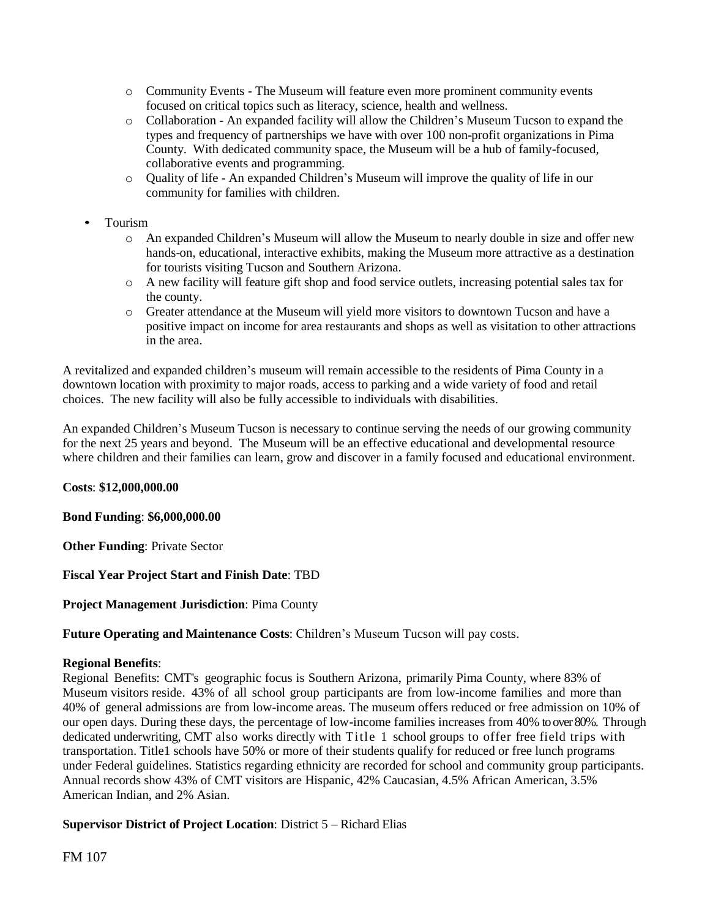- Community Events - The Museum will feature even more prominent community events focused on critical topics such as literacy, science, health and wellness.
- Collaboration - An expanded facility will allow the Children's Museum Tucson to expand the types and frequency of partnerships we have with over 100 non-profit organizations in Pima County. With dedicated community space, the Museum will be a hub of family-focused, collaborative events and programming.
- Quality of life - An expanded Children's Museum will improve the quality of life in our community for families with children.

- Tourism
  - An expanded Children's Museum will allow the Museum to nearly double in size and offer new hands-on, educational, interactive exhibits, making the Museum more attractive as a destination for tourists visiting Tucson and Southern Arizona.
  - A new facility will feature gift shop and food service outlets, increasing potential sales tax for the county.
  - Greater attendance at the Museum will yield more visitors to downtown Tucson and have a positive impact on income for area restaurants and shops as well as visitation to other attractions in the area.

A revitalized and expanded children's museum will remain accessible to the residents of Pima County in a downtown location with proximity to major roads, access to parking and a wide variety of food and retail choices. The new facility will also be fully accessible to individuals with disabilities.

An expanded Children's Museum Tucson is necessary to continue serving the needs of our growing community for the next 25 years and beyond. The Museum will be an effective educational and developmental resource where children and their families can learn, grow and discover in a family focused and educational environment.

**Costs**: **$12,000,000.00**

**Bond Funding**: **$6,000,000.00**

**Other Funding**: Private Sector

**Fiscal Year Project Start and Finish Date**: TBD

**Project Management Jurisdiction**: Pima County

**Future Operating and Maintenance Costs**: Children's Museum Tucson will pay costs.

**Regional Benefits**:
Regional Benefits: CMT's geographic focus is Southern Arizona, primarily Pima County, where 83% of Museum visitors reside. 43% of all school group participants are from low-income families and more than 40% of general admissions are from low-income areas. The museum offers reduced or free admission on 10% of our open days. During these days, the percentage of low-income families increases from 40% to over 80%. Through dedicated underwriting, CMT also works directly with Title 1 school groups to offer free field trips with transportation. Title1 schools have 50% or more of their students qualify for reduced or free lunch programs under Federal guidelines. Statistics regarding ethnicity are recorded for school and community group participants. Annual records show 43% of CMT visitors are Hispanic, 42% Caucasian, 4.5% African American, 3.5% American Indian, and 2% Asian.

**Supervisor District of Project Location**: District 5 – Richard Elias

FM 107